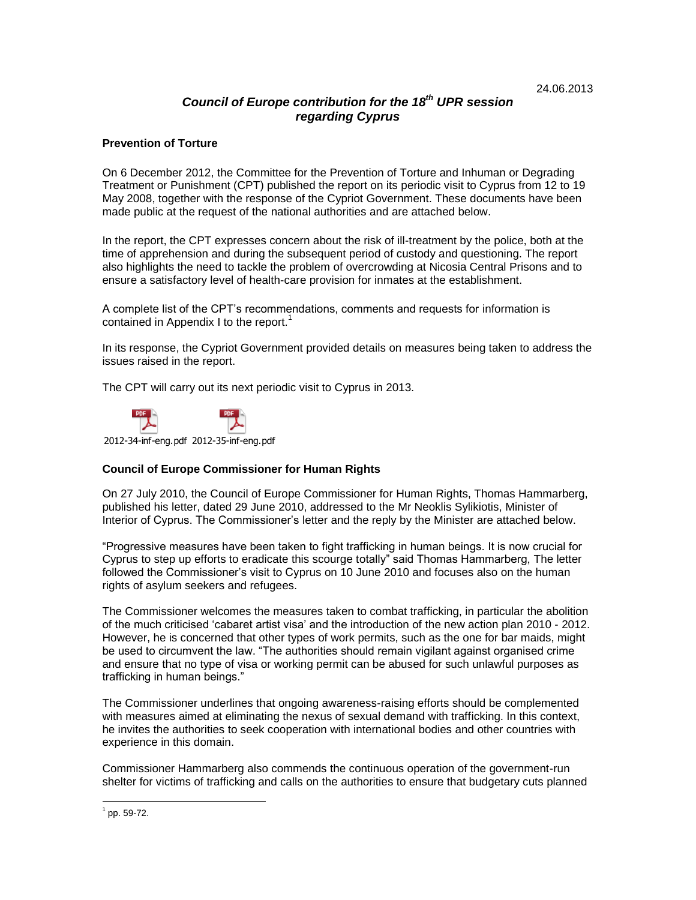24.06.2013

***Council of Europe contribution for the 18th UPR session regarding Cyprus***

**Prevention of Torture**

On 6 December 2012, the Committee for the Prevention of Torture and Inhuman or Degrading Treatment or Punishment (CPT) published the report on its periodic visit to Cyprus from 12 to 19 May 2008, together with the response of the Cypriot Government. These documents have been made public at the request of the national authorities and are attached below.

In the report, the CPT expresses concern about the risk of ill-treatment by the police, both at the time of apprehension and during the subsequent period of custody and questioning. The report also highlights the need to tackle the problem of overcrowding at Nicosia Central Prisons and to ensure a satisfactory level of health-care provision for inmates at the establishment.

A complete list of the CPT's recommendations, comments and requests for information is contained in Appendix I to the report.[1]

In its response, the Cypriot Government provided details on measures being taken to address the issues raised in the report.

The CPT will carry out its next periodic visit to Cyprus in 2013.

2012-34-inf-eng.pdf 2012-35-inf-eng.pdf

**Council of Europe Commissioner for Human Rights**

On 27 July 2010, the Council of Europe Commissioner for Human Rights, Thomas Hammarberg, published his letter, dated 29 June 2010, addressed to the Mr Neoklis Sylikiotis, Minister of Interior of Cyprus. The Commissioner's letter and the reply by the Minister are attached below.

"Progressive measures have been taken to fight trafficking in human beings. It is now crucial for Cyprus to step up efforts to eradicate this scourge totally" said Thomas Hammarberg, The letter followed the Commissioner's visit to Cyprus on 10 June 2010 and focuses also on the human rights of asylum seekers and refugees.

The Commissioner welcomes the measures taken to combat trafficking, in particular the abolition of the much criticised 'cabaret artist visa' and the introduction of the new action plan 2010 - 2012. However, he is concerned that other types of work permits, such as the one for bar maids, might be used to circumvent the law. "The authorities should remain vigilant against organised crime and ensure that no type of visa or working permit can be abused for such unlawful purposes as trafficking in human beings."

The Commissioner underlines that ongoing awareness-raising efforts should be complemented with measures aimed at eliminating the nexus of sexual demand with trafficking. In this context, he invites the authorities to seek cooperation with international bodies and other countries with experience in this domain.

Commissioner Hammarberg also commends the continuous operation of the government-run shelter for victims of trafficking and calls on the authorities to ensure that budgetary cuts planned

[1] pp. 59-72.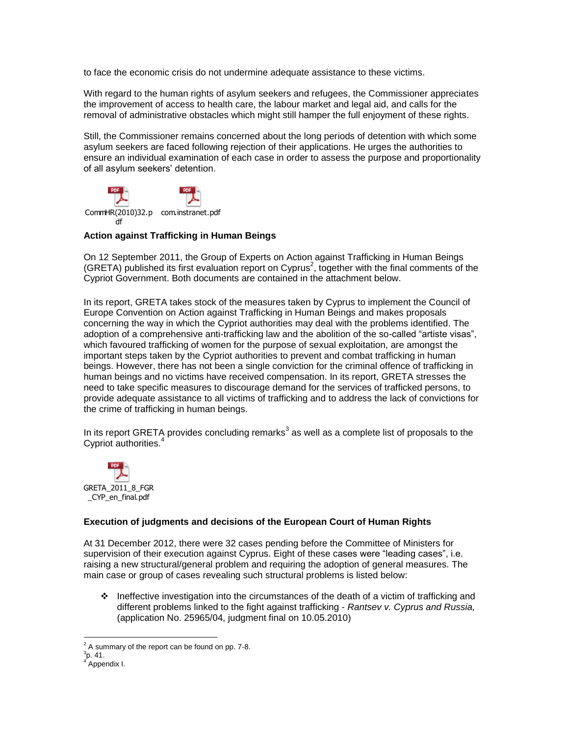to face the economic crisis do not undermine adequate assistance to these victims.

With regard to the human rights of asylum seekers and refugees, the Commissioner appreciates the improvement of access to health care, the labour market and legal aid, and calls for the removal of administrative obstacles which might still hamper the full enjoyment of these rights.

Still, the Commissioner remains concerned about the long periods of detention with which some asylum seekers are faced following rejection of their applications. He urges the authorities to ensure an individual examination of each case in order to assess the purpose and proportionality of all asylum seekers' detention.

CommHR(2010)32.pdf   com.instranet.pdf

**Action against Trafficking in Human Beings**

On 12 September 2011, the Group of Experts on Action against Trafficking in Human Beings (GRETA) published its first evaluation report on Cyprus[2], together with the final comments of the Cypriot Government. Both documents are contained in the attachment below.

In its report, GRETA takes stock of the measures taken by Cyprus to implement the Council of Europe Convention on Action against Trafficking in Human Beings and makes proposals concerning the way in which the Cypriot authorities may deal with the problems identified. The adoption of a comprehensive anti-trafficking law and the abolition of the so-called "artiste visas", which favoured trafficking of women for the purpose of sexual exploitation, are amongst the important steps taken by the Cypriot authorities to prevent and combat trafficking in human beings. However, there has not been a single conviction for the criminal offence of trafficking in human beings and no victims have received compensation. In its report, GRETA stresses the need to take specific measures to discourage demand for the services of trafficked persons, to provide adequate assistance to all victims of trafficking and to address the lack of convictions for the crime of trafficking in human beings.

In its report GRETA provides concluding remarks[3] as well as a complete list of proposals to the Cypriot authorities.[4]

GRETA_2011_8_FGR_CYP_en_final.pdf

**Execution of judgments and decisions of the European Court of Human Rights**

At 31 December 2012, there were 32 cases pending before the Committee of Ministers for supervision of their execution against Cyprus. Eight of these cases were "leading cases", i.e. raising a new structural/general problem and requiring the adoption of general measures. The main case or group of cases revealing such structural problems is listed below:

- Ineffective investigation into the circumstances of the death of a victim of trafficking and different problems linked to the fight against trafficking - *Rantsev v. Cyprus and Russia,* (application No. 25965/04, judgment final on 10.05.2010)

---

[2] A summary of the report can be found on pp. 7-8.

[3] p. 41.

[4] Appendix I.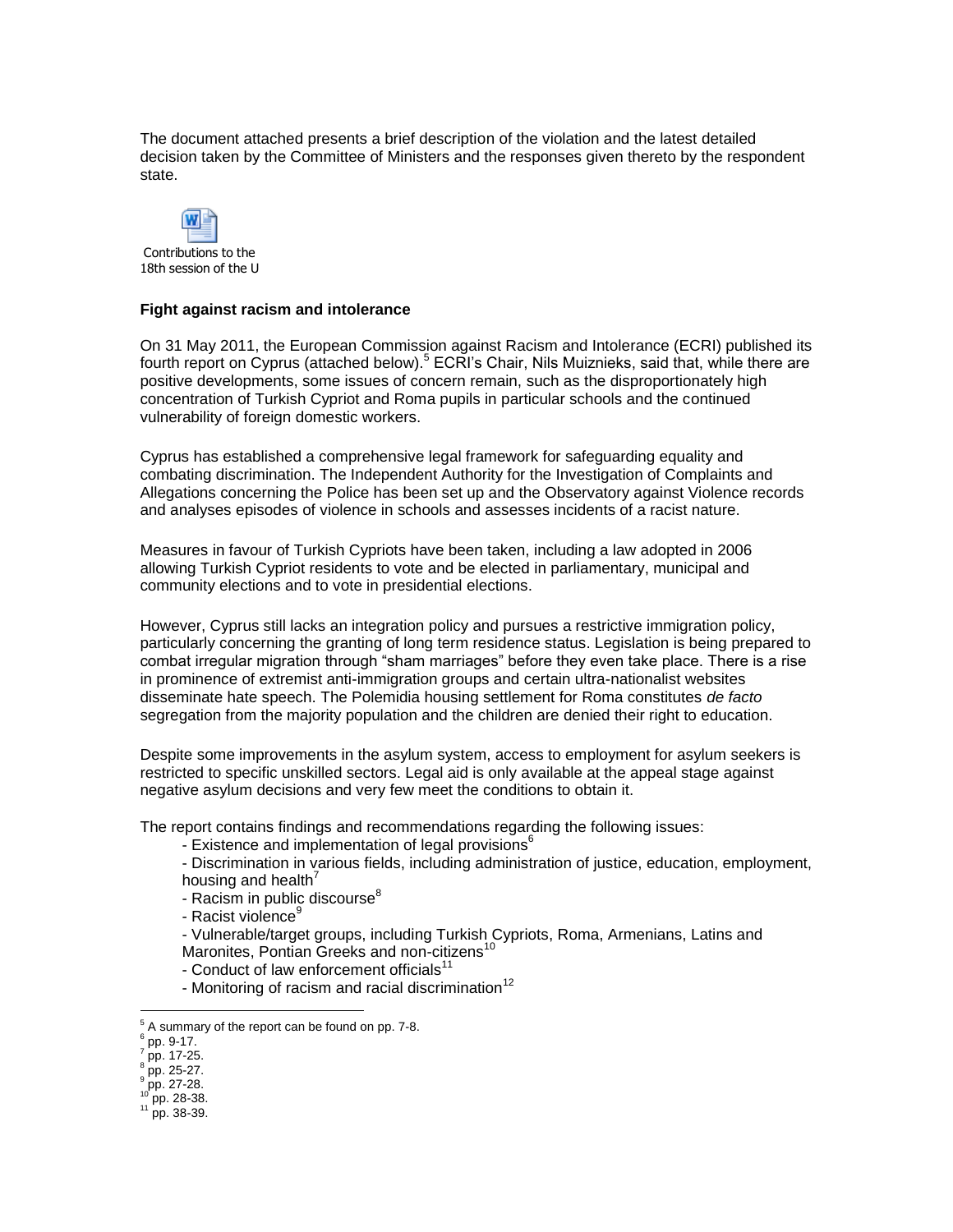The document attached presents a brief description of the violation and the latest detailed decision taken by the Committee of Ministers and the responses given thereto by the respondent state.

Contributions to the 18th session of the U

**Fight against racism and intolerance**

On 31 May 2011, the European Commission against Racism and Intolerance (ECRI) published its fourth report on Cyprus (attached below).[5] ECRI's Chair, Nils Muiznieks, said that, while there are positive developments, some issues of concern remain, such as the disproportionately high concentration of Turkish Cypriot and Roma pupils in particular schools and the continued vulnerability of foreign domestic workers.

Cyprus has established a comprehensive legal framework for safeguarding equality and combating discrimination. The Independent Authority for the Investigation of Complaints and Allegations concerning the Police has been set up and the Observatory against Violence records and analyses episodes of violence in schools and assesses incidents of a racist nature.

Measures in favour of Turkish Cypriots have been taken, including a law adopted in 2006 allowing Turkish Cypriot residents to vote and be elected in parliamentary, municipal and community elections and to vote in presidential elections.

However, Cyprus still lacks an integration policy and pursues a restrictive immigration policy, particularly concerning the granting of long term residence status. Legislation is being prepared to combat irregular migration through "sham marriages" before they even take place. There is a rise in prominence of extremist anti-immigration groups and certain ultra-nationalist websites disseminate hate speech. The Polemidia housing settlement for Roma constitutes *de facto* segregation from the majority population and the children are denied their right to education.

Despite some improvements in the asylum system, access to employment for asylum seekers is restricted to specific unskilled sectors. Legal aid is only available at the appeal stage against negative asylum decisions and very few meet the conditions to obtain it.

The report contains findings and recommendations regarding the following issues:

- Existence and implementation of legal provisions[6]
- Discrimination in various fields, including administration of justice, education, employment, housing and health[7]
- Racism in public discourse[8]
- Racist violence[9]
- Vulnerable/target groups, including Turkish Cypriots, Roma, Armenians, Latins and Maronites, Pontian Greeks and non-citizens[10]
- Conduct of law enforcement officials[11]
- Monitoring of racism and racial discrimination[12]

---

[5] A summary of the report can be found on pp. 7-8.
[6] pp. 9-17.
[7] pp. 17-25.
[8] pp. 25-27.
[9] pp. 27-28.
[10] pp. 28-38.
[11] pp. 38-39.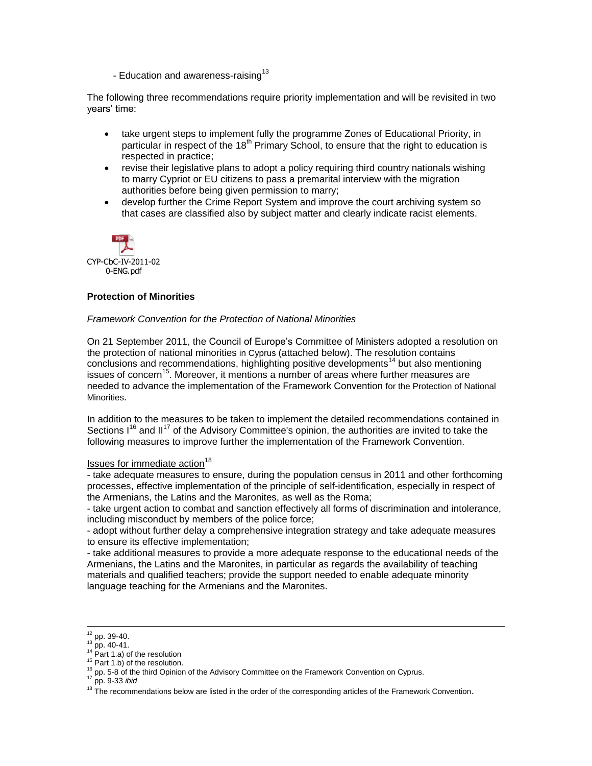- Education and awareness-raising[13]

The following three recommendations require priority implementation and will be revisited in two years' time:

- take urgent steps to implement fully the programme Zones of Educational Priority, in particular in respect of the 18th Primary School, to ensure that the right to education is respected in practice;
- revise their legislative plans to adopt a policy requiring third country nationals wishing to marry Cypriot or EU citizens to pass a premarital interview with the migration authorities before being given permission to marry;
- develop further the Crime Report System and improve the court archiving system so that cases are classified also by subject matter and clearly indicate racist elements.

CYP-CbC-IV-2011-020-ENG.pdf

**Protection of Minorities**

*Framework Convention for the Protection of National Minorities*

On 21 September 2011, the Council of Europe's Committee of Ministers adopted a resolution on the protection of national minorities in Cyprus (attached below). The resolution contains conclusions and recommendations, highlighting positive developments[14] but also mentioning issues of concern[15]. Moreover, it mentions a number of areas where further measures are needed to advance the implementation of the Framework Convention for the Protection of National Minorities.

In addition to the measures to be taken to implement the detailed recommendations contained in Sections I[16] and II[17] of the Advisory Committee's opinion, the authorities are invited to take the following measures to improve further the implementation of the Framework Convention.

Issues for immediate action[18]

- take adequate measures to ensure, during the population census in 2011 and other forthcoming processes, effective implementation of the principle of self-identification, especially in respect of the Armenians, the Latins and the Maronites, as well as the Roma;
- take urgent action to combat and sanction effectively all forms of discrimination and intolerance, including misconduct by members of the police force;
- adopt without further delay a comprehensive integration strategy and take adequate measures to ensure its effective implementation;
- take additional measures to provide a more adequate response to the educational needs of the Armenians, the Latins and the Maronites, in particular as regards the availability of teaching materials and qualified teachers; provide the support needed to enable adequate minority language teaching for the Armenians and the Maronites.

---

[12] pp. 39-40.
[13] pp. 40-41.
[14] Part 1.a) of the resolution
[15] Part 1.b) of the resolution.
[16] pp. 5-8 of the third Opinion of the Advisory Committee on the Framework Convention on Cyprus.
[17] pp. 9-33 *ibid*
[18] The recommendations below are listed in the order of the corresponding articles of the Framework Convention.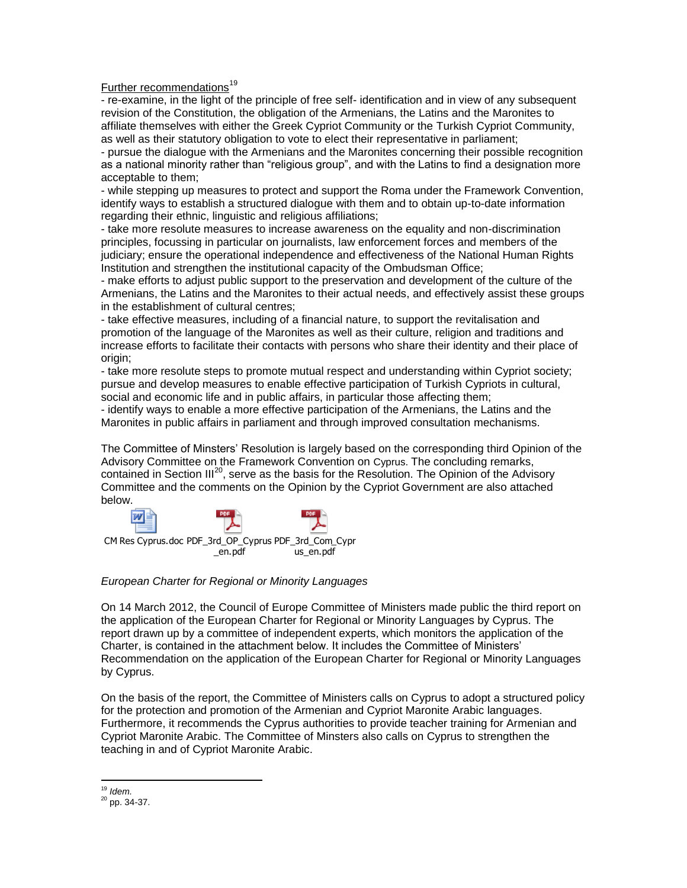Further recommendations[19]

- re-examine, in the light of the principle of free self- identification and in view of any subsequent revision of the Constitution, the obligation of the Armenians, the Latins and the Maronites to affiliate themselves with either the Greek Cypriot Community or the Turkish Cypriot Community, as well as their statutory obligation to vote to elect their representative in parliament;
- pursue the dialogue with the Armenians and the Maronites concerning their possible recognition as a national minority rather than "religious group", and with the Latins to find a designation more acceptable to them;
- while stepping up measures to protect and support the Roma under the Framework Convention, identify ways to establish a structured dialogue with them and to obtain up-to-date information regarding their ethnic, linguistic and religious affiliations;
- take more resolute measures to increase awareness on the equality and non-discrimination principles, focussing in particular on journalists, law enforcement forces and members of the judiciary; ensure the operational independence and effectiveness of the National Human Rights Institution and strengthen the institutional capacity of the Ombudsman Office;
- make efforts to adjust public support to the preservation and development of the culture of the Armenians, the Latins and the Maronites to their actual needs, and effectively assist these groups in the establishment of cultural centres;
- take effective measures, including of a financial nature, to support the revitalisation and promotion of the language of the Maronites as well as their culture, religion and traditions and increase efforts to facilitate their contacts with persons who share their identity and their place of origin;
- take more resolute steps to promote mutual respect and understanding within Cypriot society; pursue and develop measures to enable effective participation of Turkish Cypriots in cultural, social and economic life and in public affairs, in particular those affecting them;
- identify ways to enable a more effective participation of the Armenians, the Latins and the Maronites in public affairs in parliament and through improved consultation mechanisms.

The Committee of Minsters' Resolution is largely based on the corresponding third Opinion of the Advisory Committee on the Framework Convention on Cyprus. The concluding remarks, contained in Section III[20], serve as the basis for the Resolution. The Opinion of the Advisory Committee and the comments on the Opinion by the Cypriot Government are also attached below.

CM Res Cyprus.doc PDF_3rd_OP_Cyprus_en.pdf PDF_3rd_Com_Cyprus_en.pdf

*European Charter for Regional or Minority Languages*

On 14 March 2012, the Council of Europe Committee of Ministers made public the third report on the application of the European Charter for Regional or Minority Languages by Cyprus. The report drawn up by a committee of independent experts, which monitors the application of the Charter, is contained in the attachment below. It includes the Committee of Ministers' Recommendation on the application of the European Charter for Regional or Minority Languages by Cyprus.

On the basis of the report, the Committee of Ministers calls on Cyprus to adopt a structured policy for the protection and promotion of the Armenian and Cypriot Maronite Arabic languages. Furthermore, it recommends the Cyprus authorities to provide teacher training for Armenian and Cypriot Maronite Arabic. The Committee of Minsters also calls on Cyprus to strengthen the teaching in and of Cypriot Maronite Arabic.

---

[19] *Idem.*

[20] pp. 34-37.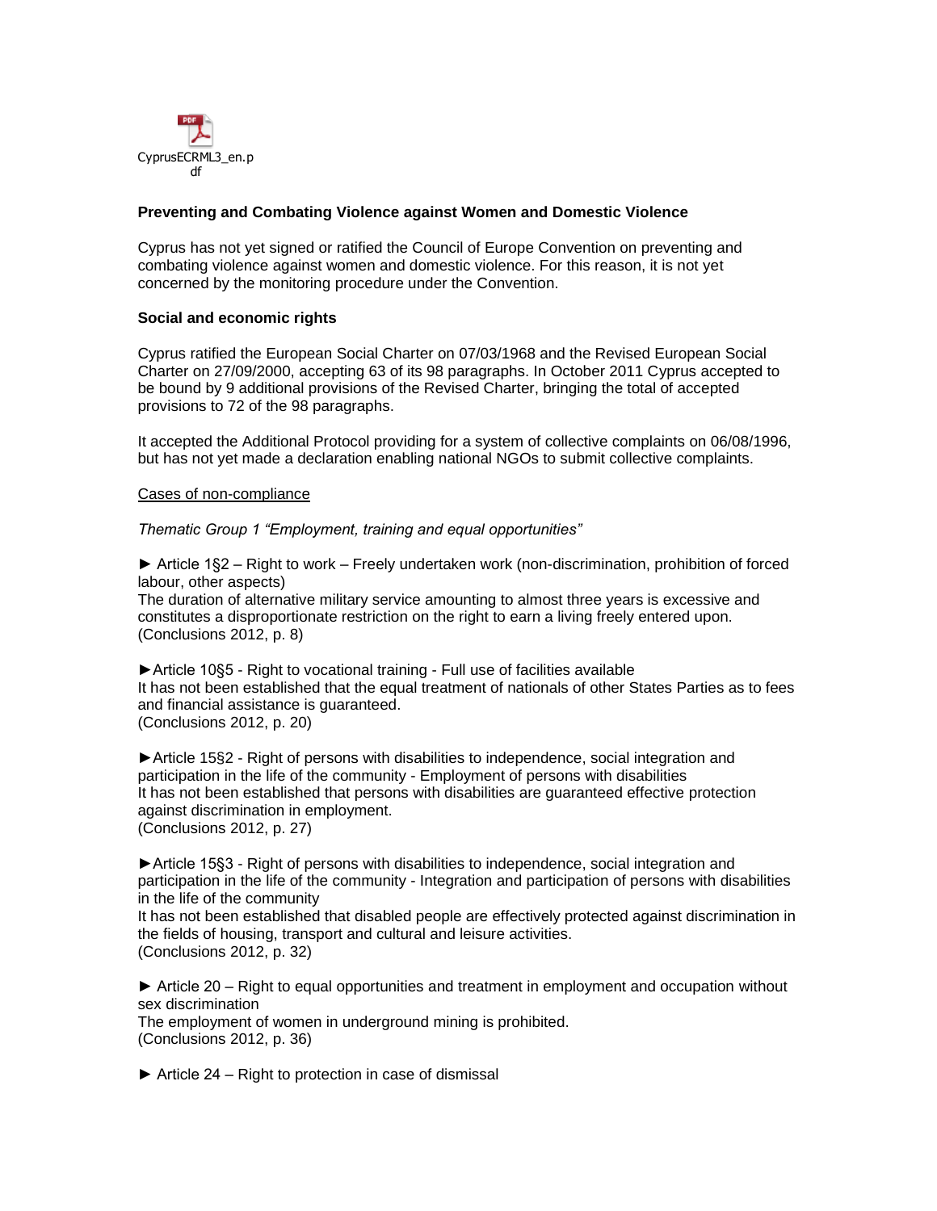CyprusECRML3_en.pdf

**Preventing and Combating Violence against Women and Domestic Violence**

Cyprus has not yet signed or ratified the Council of Europe Convention on preventing and combating violence against women and domestic violence. For this reason, it is not yet concerned by the monitoring procedure under the Convention.

**Social and economic rights**

Cyprus ratified the European Social Charter on 07/03/1968 and the Revised European Social Charter on 27/09/2000, accepting 63 of its 98 paragraphs. In October 2011 Cyprus accepted to be bound by 9 additional provisions of the Revised Charter, bringing the total of accepted provisions to 72 of the 98 paragraphs.

It accepted the Additional Protocol providing for a system of collective complaints on 06/08/1996, but has not yet made a declaration enabling national NGOs to submit collective complaints.

<u>Cases of non-compliance</u>

*Thematic Group 1 "Employment, training and equal opportunities"*

► Article 1§2 – Right to work – Freely undertaken work (non-discrimination, prohibition of forced labour, other aspects)
The duration of alternative military service amounting to almost three years is excessive and constitutes a disproportionate restriction on the right to earn a living freely entered upon.
(Conclusions 2012, p. 8)

►Article 10§5 - Right to vocational training - Full use of facilities available
It has not been established that the equal treatment of nationals of other States Parties as to fees and financial assistance is guaranteed.
(Conclusions 2012, p. 20)

►Article 15§2 - Right of persons with disabilities to independence, social integration and participation in the life of the community - Employment of persons with disabilities
It has not been established that persons with disabilities are guaranteed effective protection against discrimination in employment.
(Conclusions 2012, p. 27)

►Article 15§3 - Right of persons with disabilities to independence, social integration and participation in the life of the community - Integration and participation of persons with disabilities in the life of the community
It has not been established that disabled people are effectively protected against discrimination in the fields of housing, transport and cultural and leisure activities.
(Conclusions 2012, p. 32)

► Article 20 – Right to equal opportunities and treatment in employment and occupation without sex discrimination
The employment of women in underground mining is prohibited.
(Conclusions 2012, p. 36)

► Article 24 – Right to protection in case of dismissal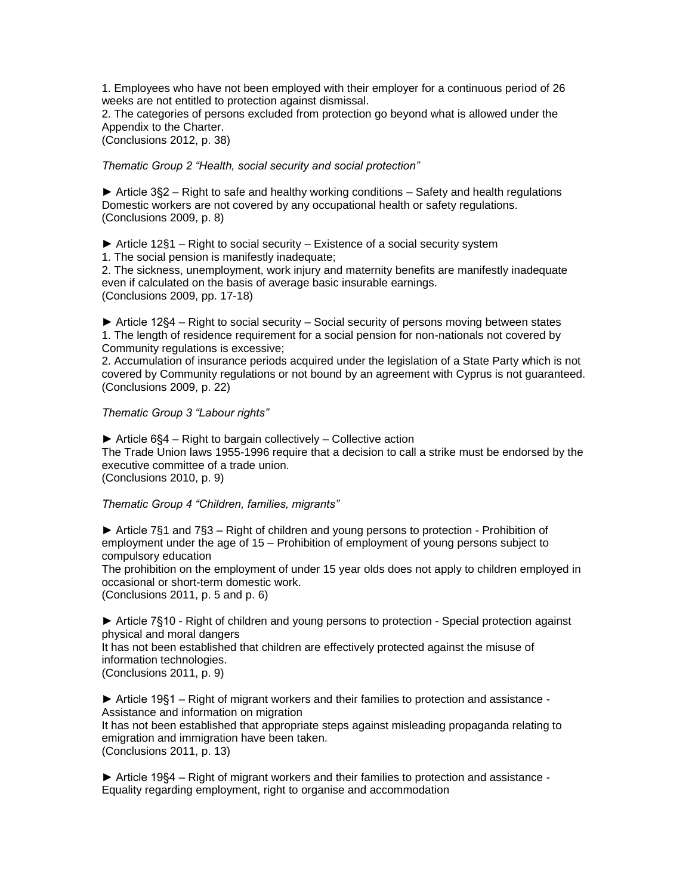1. Employees who have not been employed with their employer for a continuous period of 26 weeks are not entitled to protection against dismissal.
2. The categories of persons excluded from protection go beyond what is allowed under the Appendix to the Charter.
(Conclusions 2012, p. 38)

*Thematic Group 2 "Health, social security and social protection"*

► Article 3§2 – Right to safe and healthy working conditions – Safety and health regulations
Domestic workers are not covered by any occupational health or safety regulations.
(Conclusions 2009, p. 8)

► Article 12§1 – Right to social security – Existence of a social security system
1. The social pension is manifestly inadequate;
2. The sickness, unemployment, work injury and maternity benefits are manifestly inadequate even if calculated on the basis of average basic insurable earnings.
(Conclusions 2009, pp. 17-18)

► Article 12§4 – Right to social security – Social security of persons moving between states
1. The length of residence requirement for a social pension for non-nationals not covered by Community regulations is excessive;
2. Accumulation of insurance periods acquired under the legislation of a State Party which is not covered by Community regulations or not bound by an agreement with Cyprus is not guaranteed.
(Conclusions 2009, p. 22)

*Thematic Group 3 "Labour rights"*

► Article 6§4 – Right to bargain collectively – Collective action
The Trade Union laws 1955-1996 require that a decision to call a strike must be endorsed by the executive committee of a trade union.
(Conclusions 2010, p. 9)

*Thematic Group 4 "Children, families, migrants"*

► Article 7§1 and 7§3 – Right of children and young persons to protection - Prohibition of employment under the age of 15 – Prohibition of employment of young persons subject to compulsory education
The prohibition on the employment of under 15 year olds does not apply to children employed in occasional or short-term domestic work.
(Conclusions 2011, p. 5 and p. 6)

► Article 7§10 - Right of children and young persons to protection - Special protection against physical and moral dangers
It has not been established that children are effectively protected against the misuse of information technologies.
(Conclusions 2011, p. 9)

► Article 19§1 – Right of migrant workers and their families to protection and assistance - Assistance and information on migration
It has not been established that appropriate steps against misleading propaganda relating to emigration and immigration have been taken.
(Conclusions 2011, p. 13)

► Article 19§4 – Right of migrant workers and their families to protection and assistance - Equality regarding employment, right to organise and accommodation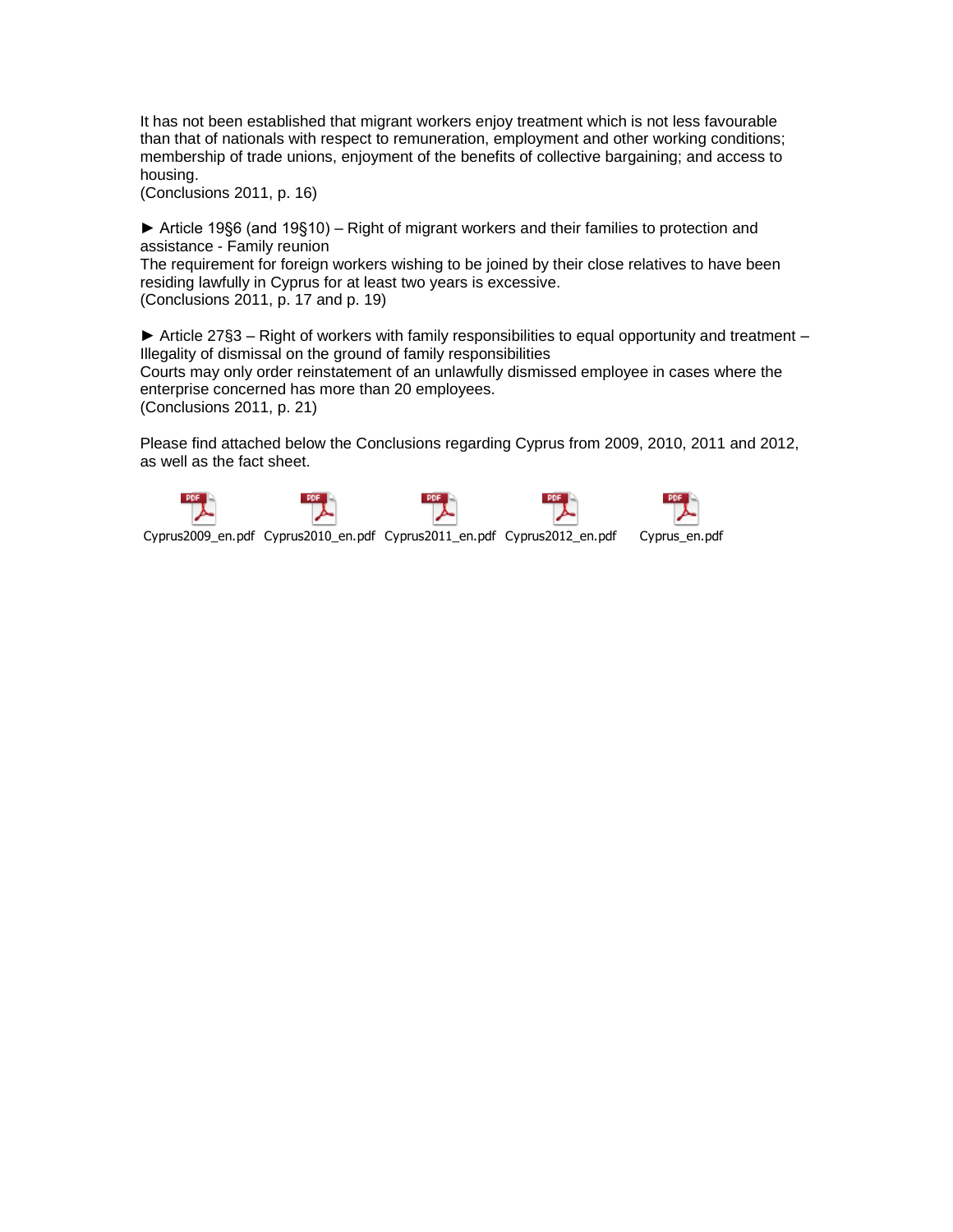It has not been established that migrant workers enjoy treatment which is not less favourable than that of nationals with respect to remuneration, employment and other working conditions; membership of trade unions, enjoyment of the benefits of collective bargaining; and access to housing.
(Conclusions 2011, p. 16)

► Article 19§6 (and 19§10) – Right of migrant workers and their families to protection and assistance - Family reunion
The requirement for foreign workers wishing to be joined by their close relatives to have been residing lawfully in Cyprus for at least two years is excessive.
(Conclusions 2011, p. 17 and p. 19)

► Article 27§3 – Right of workers with family responsibilities to equal opportunity and treatment – Illegality of dismissal on the ground of family responsibilities
Courts may only order reinstatement of an unlawfully dismissed employee in cases where the enterprise concerned has more than 20 employees.
(Conclusions 2011, p. 21)

Please find attached below the Conclusions regarding Cyprus from 2009, 2010, 2011 and 2012, as well as the fact sheet.

Cyprus2009_en.pdf Cyprus2010_en.pdf Cyprus2011_en.pdf Cyprus2012_en.pdf Cyprus_en.pdf